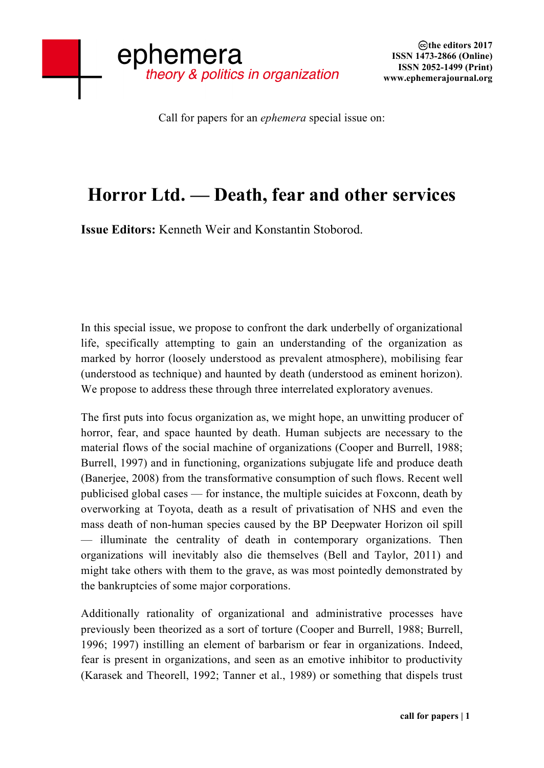ephemera
*theory & politics in organization*

©the editors 2017
ISSN 1473-2866 (Online)
ISSN 2052-1499 (Print)
www.ephemerajournal.org

Call for papers for an *ephemera* special issue on:

# Horror Ltd. — Death, fear and other services

**Issue Editors:** Kenneth Weir and Konstantin Stoborod.

In this special issue, we propose to confront the dark underbelly of organizational life, specifically attempting to gain an understanding of the organization as marked by horror (loosely understood as prevalent atmosphere), mobilising fear (understood as technique) and haunted by death (understood as eminent horizon). We propose to address these through three interrelated exploratory avenues.

The first puts into focus organization as, we might hope, an unwitting producer of horror, fear, and space haunted by death. Human subjects are necessary to the material flows of the social machine of organizations (Cooper and Burrell, 1988; Burrell, 1997) and in functioning, organizations subjugate life and produce death (Banerjee, 2008) from the transformative consumption of such flows. Recent well publicised global cases — for instance, the multiple suicides at Foxconn, death by overworking at Toyota, death as a result of privatisation of NHS and even the mass death of non-human species caused by the BP Deepwater Horizon oil spill — illuminate the centrality of death in contemporary organizations. Then organizations will inevitably also die themselves (Bell and Taylor, 2011) and might take others with them to the grave, as was most pointedly demonstrated by the bankruptcies of some major corporations.

Additionally rationality of organizational and administrative processes have previously been theorized as a sort of torture (Cooper and Burrell, 1988; Burrell, 1996; 1997) instilling an element of barbarism or fear in organizations. Indeed, fear is present in organizations, and seen as an emotive inhibitor to productivity (Karasek and Theorell, 1992; Tanner et al., 1989) or something that dispels trust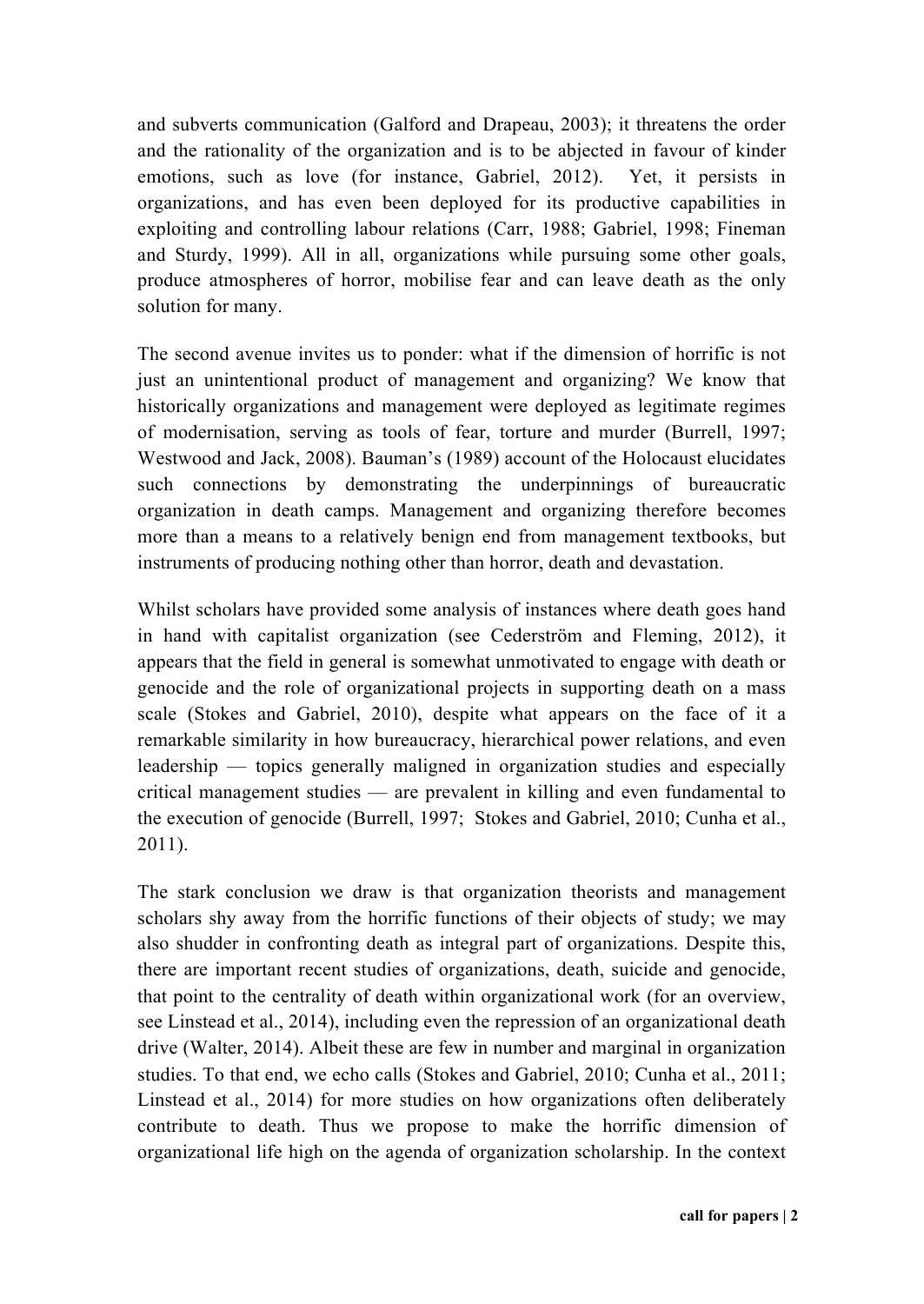and subverts communication (Galford and Drapeau, 2003); it threatens the order and the rationality of the organization and is to be abjected in favour of kinder emotions, such as love (for instance, Gabriel, 2012). Yet, it persists in organizations, and has even been deployed for its productive capabilities in exploiting and controlling labour relations (Carr, 1988; Gabriel, 1998; Fineman and Sturdy, 1999). All in all, organizations while pursuing some other goals, produce atmospheres of horror, mobilise fear and can leave death as the only solution for many.

The second avenue invites us to ponder: what if the dimension of horrific is not just an unintentional product of management and organizing? We know that historically organizations and management were deployed as legitimate regimes of modernisation, serving as tools of fear, torture and murder (Burrell, 1997; Westwood and Jack, 2008). Bauman's (1989) account of the Holocaust elucidates such connections by demonstrating the underpinnings of bureaucratic organization in death camps. Management and organizing therefore becomes more than a means to a relatively benign end from management textbooks, but instruments of producing nothing other than horror, death and devastation.

Whilst scholars have provided some analysis of instances where death goes hand in hand with capitalist organization (see Cederström and Fleming, 2012), it appears that the field in general is somewhat unmotivated to engage with death or genocide and the role of organizational projects in supporting death on a mass scale (Stokes and Gabriel, 2010), despite what appears on the face of it a remarkable similarity in how bureaucracy, hierarchical power relations, and even leadership — topics generally maligned in organization studies and especially critical management studies — are prevalent in killing and even fundamental to the execution of genocide (Burrell, 1997; Stokes and Gabriel, 2010; Cunha et al., 2011).

The stark conclusion we draw is that organization theorists and management scholars shy away from the horrific functions of their objects of study; we may also shudder in confronting death as integral part of organizations. Despite this, there are important recent studies of organizations, death, suicide and genocide, that point to the centrality of death within organizational work (for an overview, see Linstead et al., 2014), including even the repression of an organizational death drive (Walter, 2014). Albeit these are few in number and marginal in organization studies. To that end, we echo calls (Stokes and Gabriel, 2010; Cunha et al., 2011; Linstead et al., 2014) for more studies on how organizations often deliberately contribute to death. Thus we propose to make the horrific dimension of organizational life high on the agenda of organization scholarship. In the context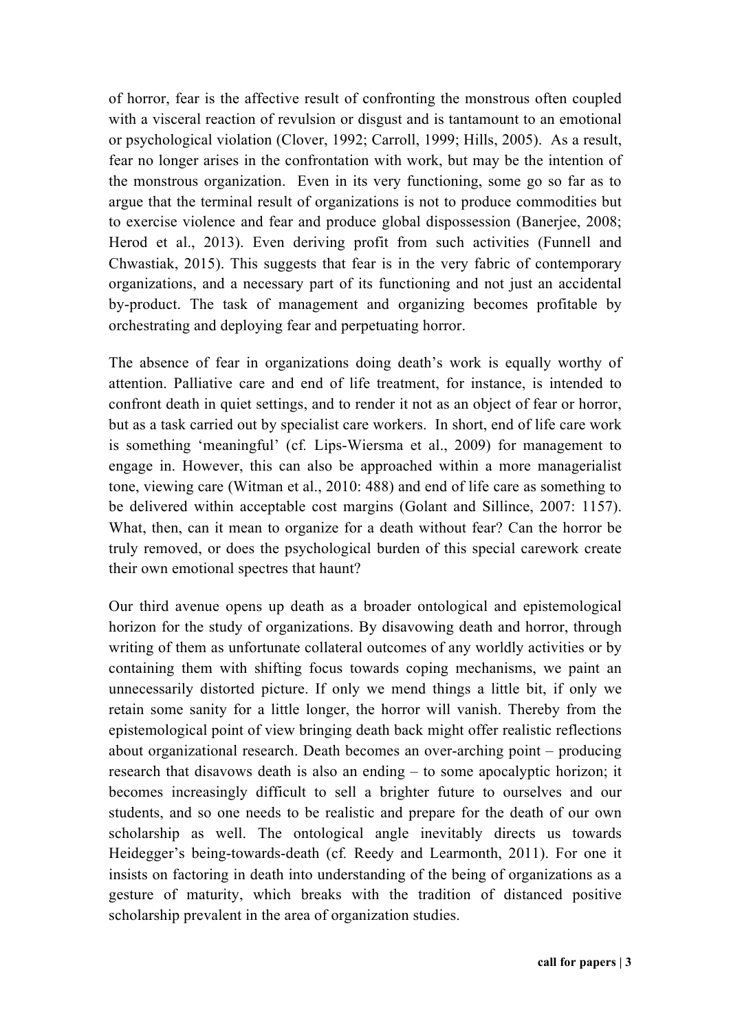of horror, fear is the affective result of confronting the monstrous often coupled with a visceral reaction of revulsion or disgust and is tantamount to an emotional or psychological violation (Clover, 1992; Carroll, 1999; Hills, 2005). As a result, fear no longer arises in the confrontation with work, but may be the intention of the monstrous organization. Even in its very functioning, some go so far as to argue that the terminal result of organizations is not to produce commodities but to exercise violence and fear and produce global dispossession (Banerjee, 2008; Herod et al., 2013). Even deriving profit from such activities (Funnell and Chwastiak, 2015). This suggests that fear is in the very fabric of contemporary organizations, and a necessary part of its functioning and not just an accidental by-product. The task of management and organizing becomes profitable by orchestrating and deploying fear and perpetuating horror.

The absence of fear in organizations doing death's work is equally worthy of attention. Palliative care and end of life treatment, for instance, is intended to confront death in quiet settings, and to render it not as an object of fear or horror, but as a task carried out by specialist care workers. In short, end of life care work is something 'meaningful' (cf. Lips-Wiersma et al., 2009) for management to engage in. However, this can also be approached within a more managerialist tone, viewing care (Witman et al., 2010: 488) and end of life care as something to be delivered within acceptable cost margins (Golant and Sillince, 2007: 1157). What, then, can it mean to organize for a death without fear? Can the horror be truly removed, or does the psychological burden of this special carework create their own emotional spectres that haunt?

Our third avenue opens up death as a broader ontological and epistemological horizon for the study of organizations. By disavowing death and horror, through writing of them as unfortunate collateral outcomes of any worldly activities or by containing them with shifting focus towards coping mechanisms, we paint an unnecessarily distorted picture. If only we mend things a little bit, if only we retain some sanity for a little longer, the horror will vanish. Thereby from the epistemological point of view bringing death back might offer realistic reflections about organizational research. Death becomes an over-arching point – producing research that disavows death is also an ending – to some apocalyptic horizon; it becomes increasingly difficult to sell a brighter future to ourselves and our students, and so one needs to be realistic and prepare for the death of our own scholarship as well. The ontological angle inevitably directs us towards Heidegger's being-towards-death (cf. Reedy and Learmonth, 2011). For one it insists on factoring in death into understanding of the being of organizations as a gesture of maturity, which breaks with the tradition of distanced positive scholarship prevalent in the area of organization studies.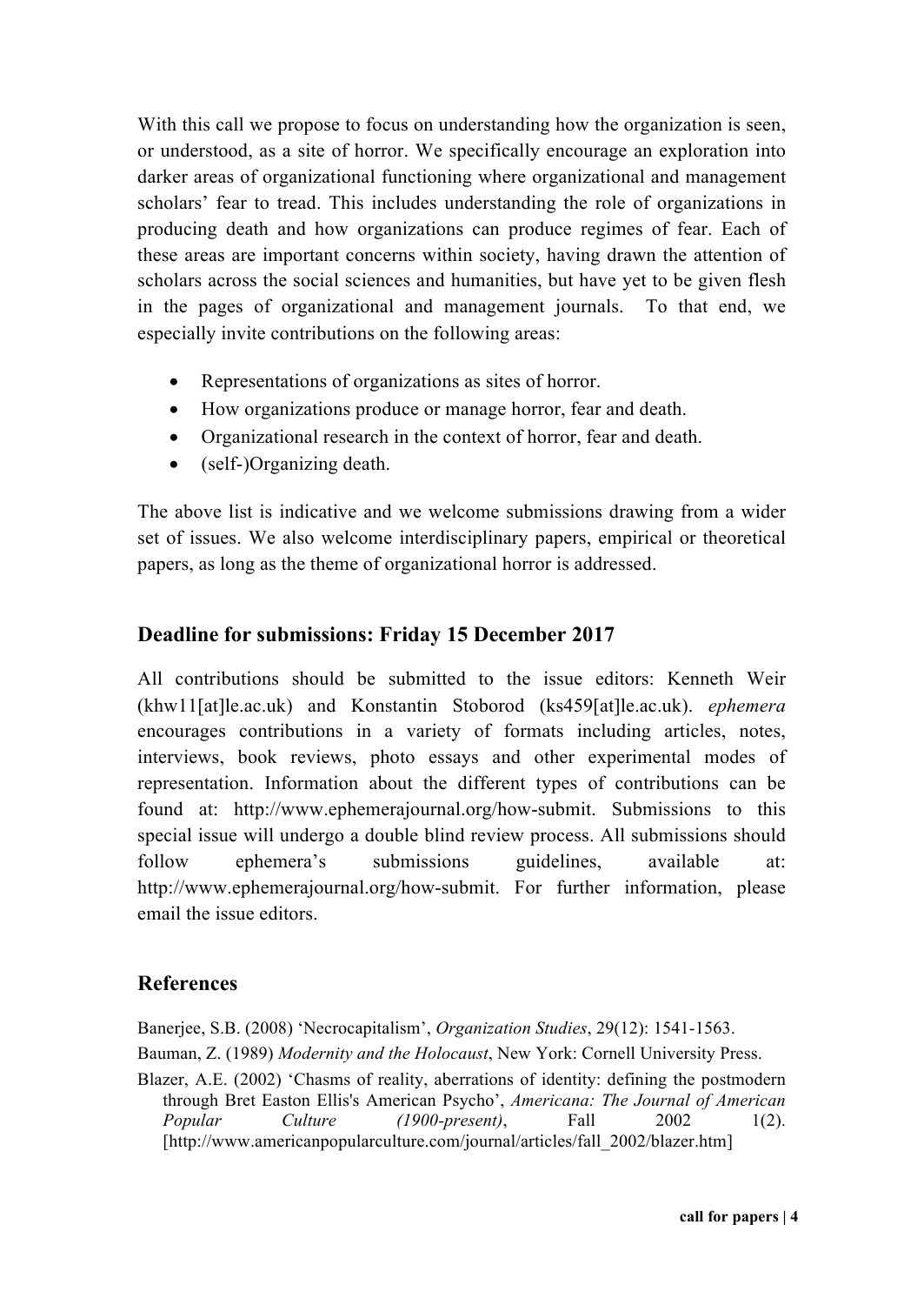With this call we propose to focus on understanding how the organization is seen, or understood, as a site of horror. We specifically encourage an exploration into darker areas of organizational functioning where organizational and management scholars' fear to tread. This includes understanding the role of organizations in producing death and how organizations can produce regimes of fear. Each of these areas are important concerns within society, having drawn the attention of scholars across the social sciences and humanities, but have yet to be given flesh in the pages of organizational and management journals. To that end, we especially invite contributions on the following areas:

- Representations of organizations as sites of horror.
- How organizations produce or manage horror, fear and death.
- Organizational research in the context of horror, fear and death.
- (self-)Organizing death.

The above list is indicative and we welcome submissions drawing from a wider set of issues. We also welcome interdisciplinary papers, empirical or theoretical papers, as long as the theme of organizational horror is addressed.

## Deadline for submissions: Friday 15 December 2017

All contributions should be submitted to the issue editors: Kenneth Weir (khw11[at]le.ac.uk) and Konstantin Stoborod (ks459[at]le.ac.uk). *ephemera* encourages contributions in a variety of formats including articles, notes, interviews, book reviews, photo essays and other experimental modes of representation. Information about the different types of contributions can be found at: http://www.ephemerajournal.org/how-submit. Submissions to this special issue will undergo a double blind review process. All submissions should follow ephemera's submissions guidelines, available at: http://www.ephemerajournal.org/how-submit. For further information, please email the issue editors.

## References

Banerjee, S.B. (2008) 'Necrocapitalism', *Organization Studies*, 29(12): 1541-1563.

Bauman, Z. (1989) *Modernity and the Holocaust*, New York: Cornell University Press.

Blazer, A.E. (2002) 'Chasms of reality, aberrations of identity: defining the postmodern through Bret Easton Ellis's American Psycho', *Americana: The Journal of American Popular Culture (1900-present)*, Fall 2002 1(2). [http://www.americanpopularculture.com/journal/articles/fall_2002/blazer.htm]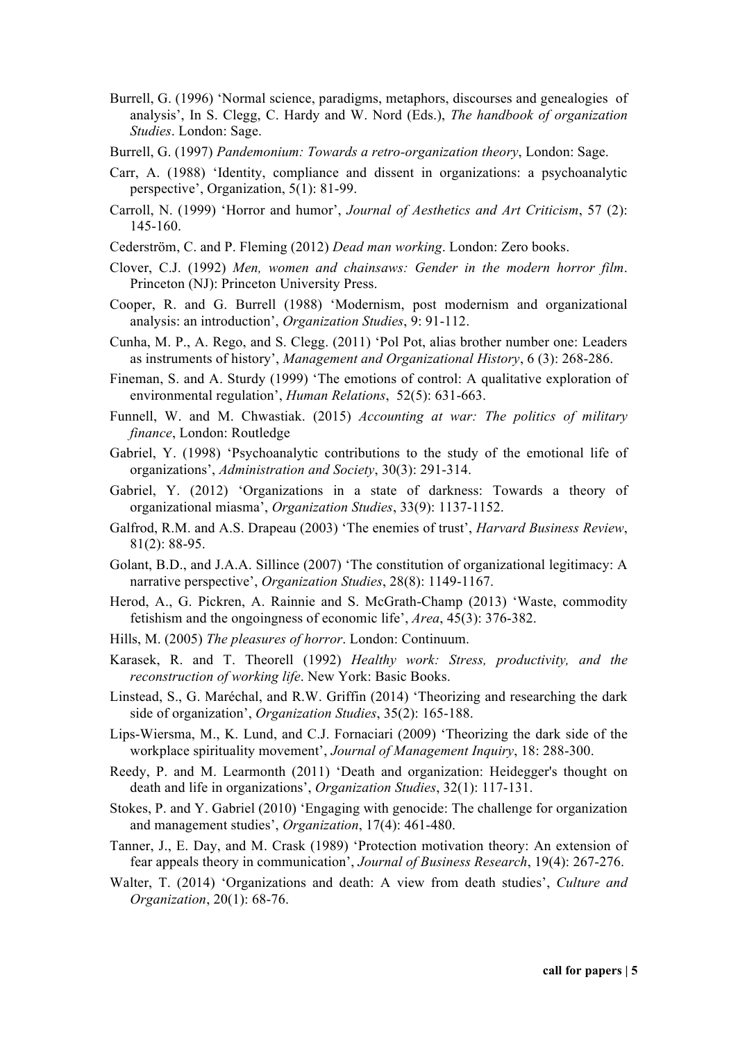Burrell, G. (1996) 'Normal science, paradigms, metaphors, discourses and genealogies of analysis', In S. Clegg, C. Hardy and W. Nord (Eds.), *The handbook of organization Studies*. London: Sage.

Burrell, G. (1997) *Pandemonium: Towards a retro-organization theory*, London: Sage.

Carr, A. (1988) 'Identity, compliance and dissent in organizations: a psychoanalytic perspective', Organization, 5(1): 81-99.

Carroll, N. (1999) 'Horror and humor', *Journal of Aesthetics and Art Criticism*, 57 (2): 145-160.

Cederström, C. and P. Fleming (2012) *Dead man working*. London: Zero books.

Clover, C.J. (1992) *Men, women and chainsaws: Gender in the modern horror film*. Princeton (NJ): Princeton University Press.

Cooper, R. and G. Burrell (1988) 'Modernism, post modernism and organizational analysis: an introduction', *Organization Studies*, 9: 91-112.

Cunha, M. P., A. Rego, and S. Clegg. (2011) 'Pol Pot, alias brother number one: Leaders as instruments of history', *Management and Organizational History*, 6 (3): 268-286.

Fineman, S. and A. Sturdy (1999) 'The emotions of control: A qualitative exploration of environmental regulation', *Human Relations*, 52(5): 631-663.

Funnell, W. and M. Chwastiak. (2015) *Accounting at war: The politics of military finance*, London: Routledge

Gabriel, Y. (1998) 'Psychoanalytic contributions to the study of the emotional life of organizations', *Administration and Society*, 30(3): 291-314.

Gabriel, Y. (2012) 'Organizations in a state of darkness: Towards a theory of organizational miasma', *Organization Studies*, 33(9): 1137-1152.

Galfrod, R.M. and A.S. Drapeau (2003) 'The enemies of trust', *Harvard Business Review*, 81(2): 88-95.

Golant, B.D., and J.A.A. Sillince (2007) 'The constitution of organizational legitimacy: A narrative perspective', *Organization Studies*, 28(8): 1149-1167.

Herod, A., G. Pickren, A. Rainnie and S. McGrath-Champ (2013) 'Waste, commodity fetishism and the ongoingness of economic life', *Area*, 45(3): 376-382.

Hills, M. (2005) *The pleasures of horror*. London: Continuum.

Karasek, R. and T. Theorell (1992) *Healthy work: Stress, productivity, and the reconstruction of working life*. New York: Basic Books.

Linstead, S., G. Maréchal, and R.W. Griffin (2014) 'Theorizing and researching the dark side of organization', *Organization Studies*, 35(2): 165-188.

Lips-Wiersma, M., K. Lund, and C.J. Fornaciari (2009) 'Theorizing the dark side of the workplace spirituality movement', *Journal of Management Inquiry*, 18: 288-300.

Reedy, P. and M. Learmonth (2011) 'Death and organization: Heidegger's thought on death and life in organizations', *Organization Studies*, 32(1): 117-131.

Stokes, P. and Y. Gabriel (2010) 'Engaging with genocide: The challenge for organization and management studies', *Organization*, 17(4): 461-480.

Tanner, J., E. Day, and M. Crask (1989) 'Protection motivation theory: An extension of fear appeals theory in communication', *Journal of Business Research*, 19(4): 267-276.

Walter, T. (2014) 'Organizations and death: A view from death studies', *Culture and Organization*, 20(1): 68-76.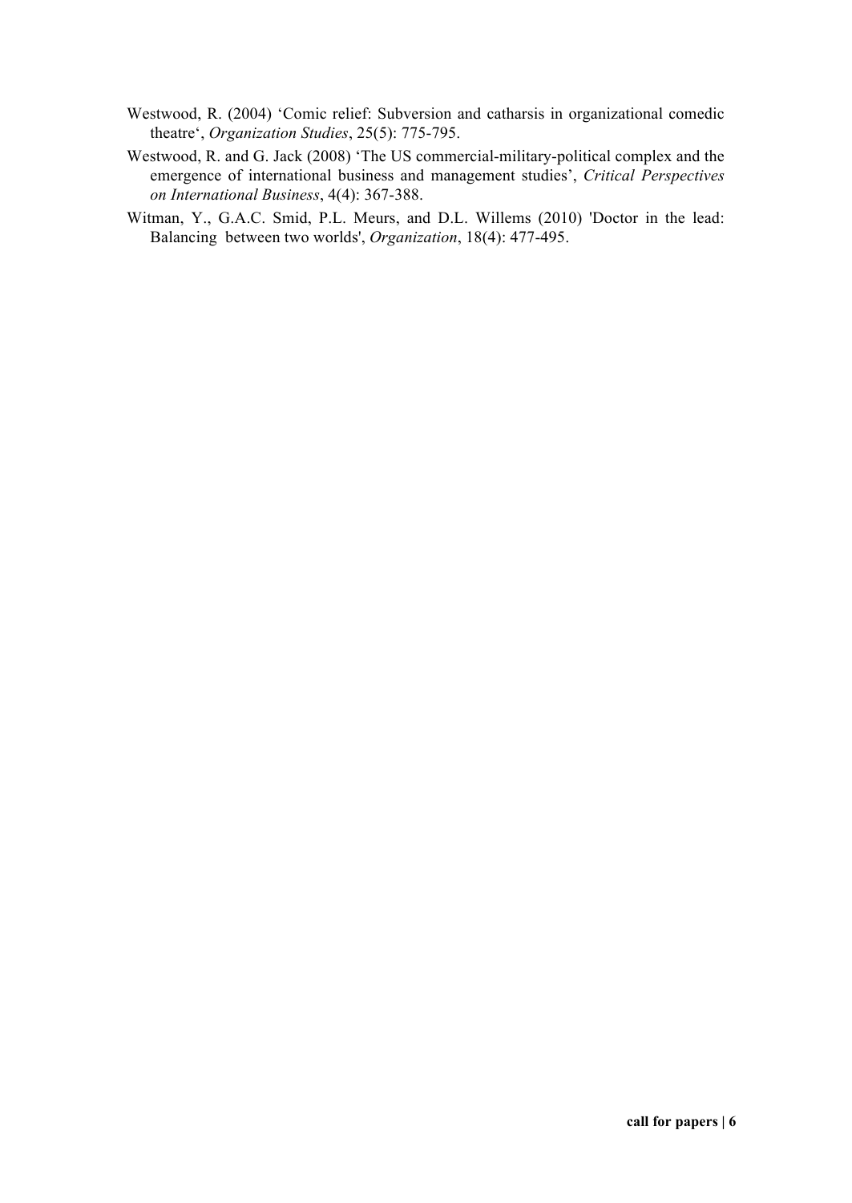Westwood, R. (2004) 'Comic relief: Subversion and catharsis in organizational comedic theatre', *Organization Studies*, 25(5): 775-795.

Westwood, R. and G. Jack (2008) 'The US commercial-military-political complex and the emergence of international business and management studies', *Critical Perspectives on International Business*, 4(4): 367-388.

Witman, Y., G.A.C. Smid, P.L. Meurs, and D.L. Willems (2010) 'Doctor in the lead: Balancing between two worlds', *Organization*, 18(4): 477-495.